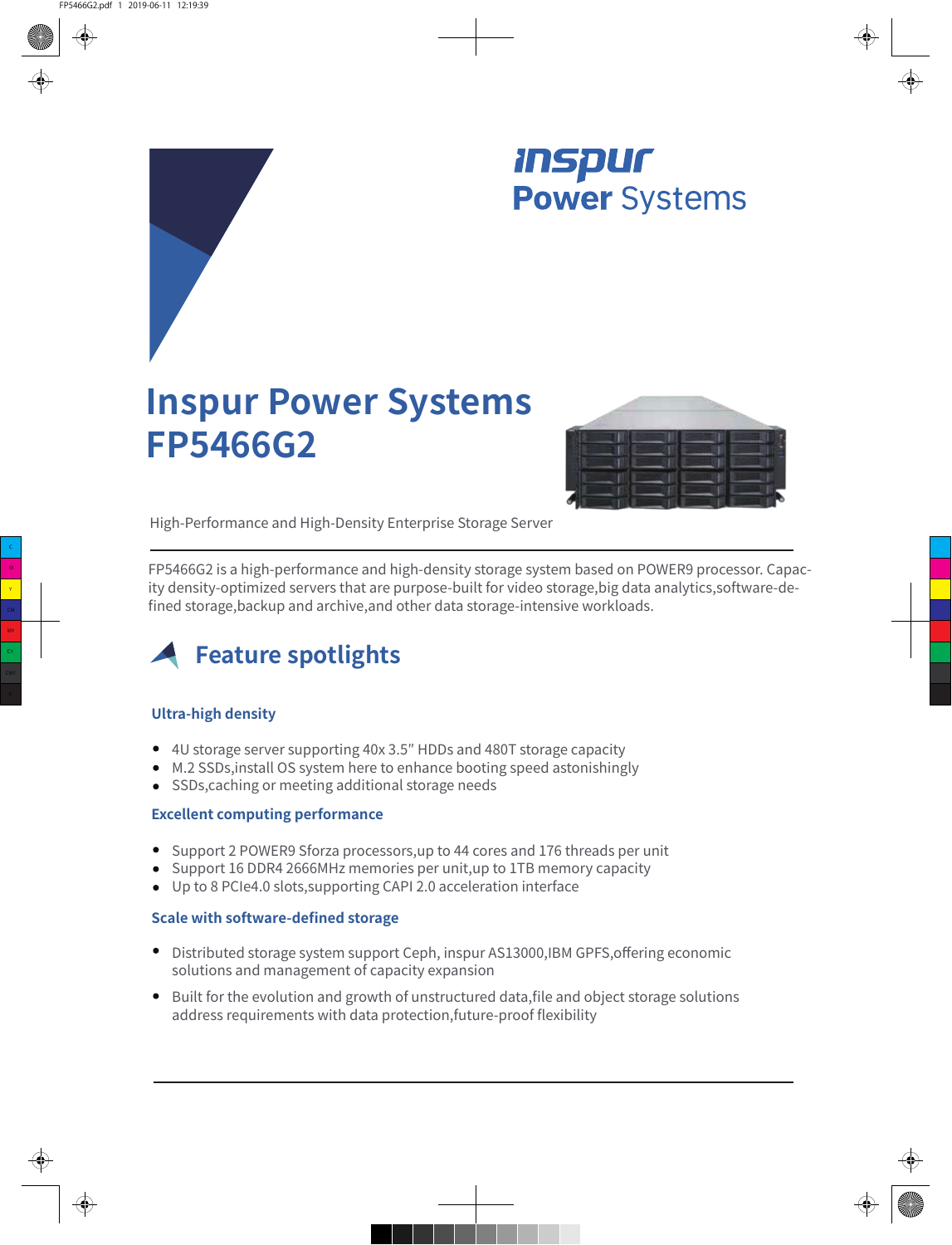inspur
Power Systems

# Inspur Power Systems FP5466G2

High-Performance and High-Density Enterprise Storage Server

FP5466G2 is a high-performance and high-density storage system based on POWER9 processor. Capacity density-optimized servers that are purpose-built for video storage,big data analytics,software-defined storage,backup and archive,and other data storage-intensive workloads.

## Feature spotlights

### Ultra-high density

- 4U storage server supporting 40x 3.5" HDDs and 480T storage capacity
- M.2 SSDs,install OS system here to enhance booting speed astonishingly
- SSDs,caching or meeting additional storage needs

### Excellent computing performance

- Support 2 POWER9 Sforza processors,up to 44 cores and 176 threads per unit
- Support 16 DDR4 2666MHz memories per unit,up to 1TB memory capacity
- Up to 8 PCIe4.0 slots,supporting CAPI 2.0 acceleration interface

### Scale with software-defined storage

- Distributed storage system support Ceph, inspur AS13000,IBM GPFS,offering economic solutions and management of capacity expansion
- Built for the evolution and growth of unstructured data,file and object storage solutions address requirements with data protection,future-proof flexibility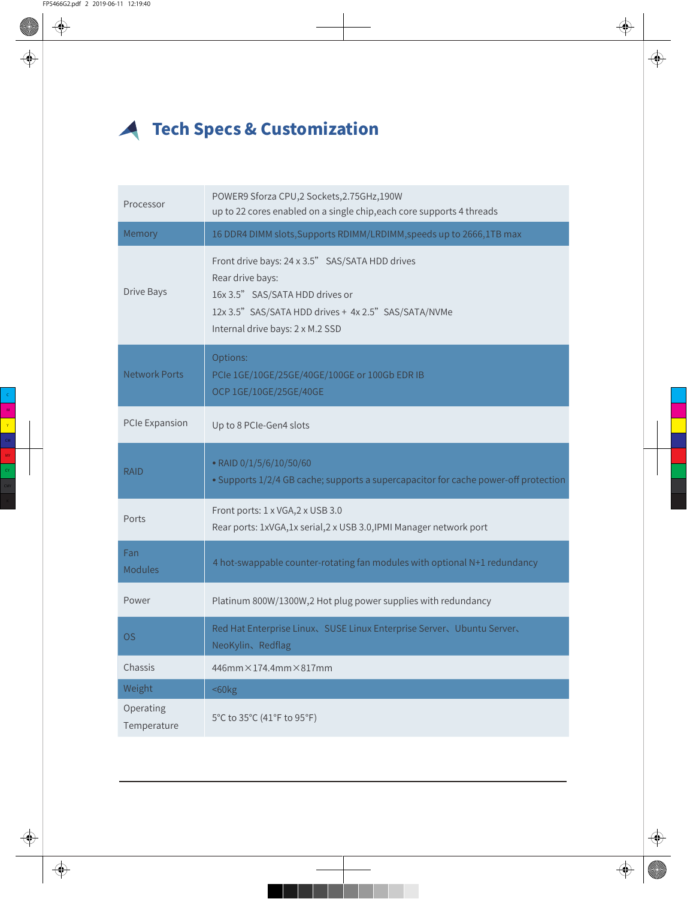## Tech Specs & Customization

| | |
|---|---|
| Processor | POWER9 Sforza CPU,2 Sockets,2.75GHz,190W<br>up to 22 cores enabled on a single chip,each core supports 4 threads |
| Memory | 16 DDR4 DIMM slots,Supports RDIMM/LRDIMM,speeds up to 2666,1TB max |
| Drive Bays | Front drive bays: 24 x 3.5” SAS/SATA HDD drives<br>Rear drive bays:<br>16x 3.5” SAS/SATA HDD drives or<br>12x 3.5” SAS/SATA HDD drives + 4x 2.5” SAS/SATA/NVMe<br>Internal drive bays: 2 x M.2 SSD |
| Network Ports | Options:<br>PCIe 1GE/10GE/25GE/40GE/100GE or 100Gb EDR IB<br>OCP 1GE/10GE/25GE/40GE |
| PCIe Expansion | Up to 8 PCIe-Gen4 slots |
| RAID | • RAID 0/1/5/6/10/50/60<br>• Supports 1/2/4 GB cache; supports a supercapacitor for cache power-off protection |
| Ports | Front ports: 1 x VGA,2 x USB 3.0<br>Rear ports: 1xVGA,1x serial,2 x USB 3.0,IPMI Manager network port |
| Fan Modules | 4 hot-swappable counter-rotating fan modules with optional N+1 redundancy |
| Power | Platinum 800W/1300W,2 Hot plug power supplies with redundancy |
| OS | Red Hat Enterprise Linux、SUSE Linux Enterprise Server、Ubuntu Server、NeoKylin、Redflag |
| Chassis | 446mm×174.4mm×817mm |
| Weight | <60kg |
| Operating Temperature | 5°C to 35°C (41°F to 95°F) |